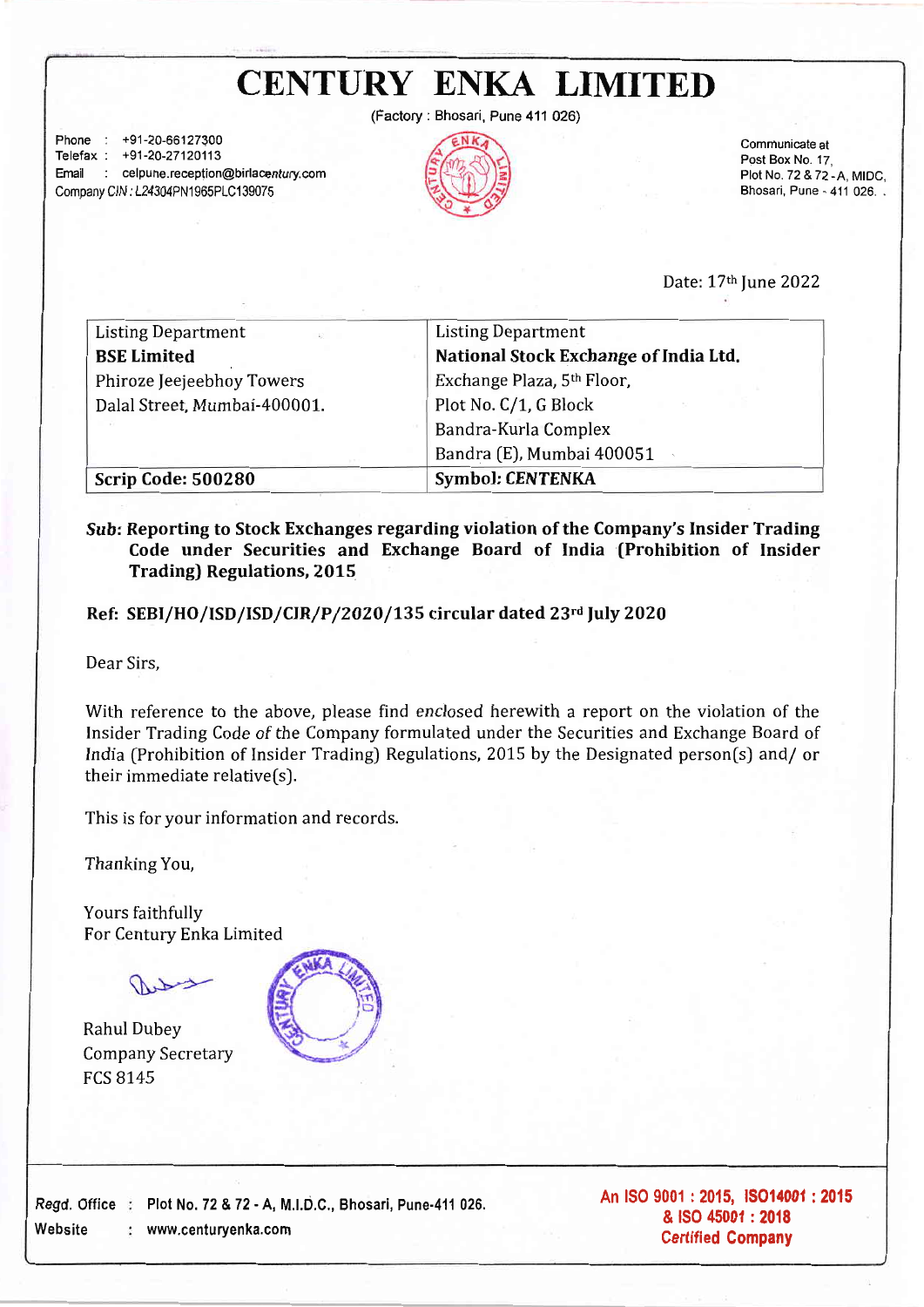# CENTURY ENKA LIMITED

(Factory : Bhosari, Pune 411 026)

Phone : +91-20-66127300
Telefax : +91-20-27120113
Email : celpune.reception@birlacentury.com
Company CIN : L24304PN1965PLC139075

Communicate at
Post Box No. 17,
Plot No. 72 & 72 - A, MIDC,
Bhosari, Pune - 411 026.

Date: 17th June 2022

| Listing Department | Listing Department |
|---|---|
| **BSE Limited** | **National Stock Exchange of India Ltd.** |
| Phiroze Jeejeebhoy Towers | Exchange Plaza, 5th Floor, |
| Dalal Street, Mumbai-400001. | Plot No. C/1, G Block |
| | Bandra-Kurla Complex |
| | Bandra (E), Mumbai 400051 |
| **Scrip Code: 500280** | **Symbol: CENTENKA** |

***Sub:*** **Reporting to Stock Exchanges regarding violation of the Company's Insider Trading Code under Securities and Exchange Board of India (Prohibition of Insider Trading) Regulations, 2015**

**Ref: SEBI/HO/ISD/ISD/CIR/P/2020/135 circular dated 23rd July 2020**

Dear Sirs,

With reference to the above, please find enclosed herewith a report on the violation of the Insider Trading Code of the Company formulated under the Securities and Exchange Board of India (Prohibition of Insider Trading) Regulations, 2015 by the Designated person(s) and/ or their immediate relative(s).

This is for your information and records.

Thanking You,

Yours faithfully
For Century Enka Limited

Rahul Dubey
Company Secretary
FCS 8145

Regd. Office : Plot No. 72 & 72 - A, M.I.D.C., Bhosari, Pune-411 026.
Website : www.centuryenka.com

An ISO 9001 : 2015, ISO14001 : 2015 & ISO 45001 : 2018 Certified Company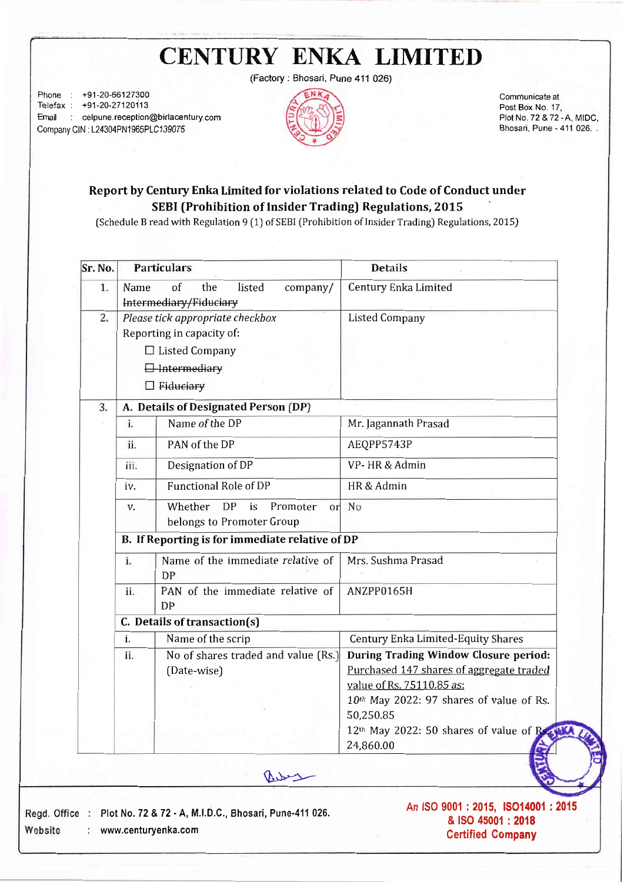# CENTURY ENKA LIMITED

(Factory : Bhosari, Pune 411 026)

Phone : +91-20-66127300
Telefax : +91-20-27120113
Email : celpune.reception@birlacentury.com
Company CIN : L24304PN1965PLC139075

Communicate at
Post Box No. 17,
Plot No. 72 & 72 - A, MIDC,
Bhosari, Pune - 411 026.

## Report by Century Enka Limited for violations related to Code of Conduct under SEBI (Prohibition of Insider Trading) Regulations, 2015

(Schedule B read with Regulation 9 (1) of SEBI (Prohibition of Insider Trading) Regulations, 2015)

| Sr. No. | Particulars | | Details |
|---|---|---|---|
| 1. | Name of the listed company/ ~~Intermediary/Fiduciary~~ | | Century Enka Limited |
| 2. | *Please tick appropriate checkbox*<br>Reporting in capacity of:<br>☐ Listed Company<br>☐ ~~Intermediary~~<br>☐ ~~Fiduciary~~ | | Listed Company |
| 3. | **A. Details of Designated Person (DP)** | | |
| | i. | Name of the DP | Mr. Jagannath Prasad |
| | ii. | PAN of the DP | AEQPP5743P |
| | iii. | Designation of DP | VP- HR & Admin |
| | iv. | Functional Role of DP | HR & Admin |
| | v. | Whether DP is Promoter or belongs to Promoter Group | No |
| | **B. If Reporting is for immediate relative of DP** | | |
| | i. | Name of the immediate relative of DP | Mrs. Sushma Prasad |
| | ii. | PAN of the immediate relative of DP | ANZPP0165H |
| | **C. Details of transaction(s)** | | |
| | i. | Name of the scrip | Century Enka Limited-Equity Shares |
| | ii. | No of shares traded and value (Rs.) (Date-wise) | **During Trading Window Closure period:**<br>Purchased 147 shares of aggregate traded value of Rs. 75110.85 as:<br>10th May 2022: 97 shares of value of Rs. 50,250.85<br>12th May 2022: 50 shares of value of Rs. 24,860.00 |

Regd. Office : Plot No. 72 & 72 - A, M.I.D.C., Bhosari, Pune-411 026.
Website : www.centuryenka.com

An ISO 9001 : 2015, ISO14001 : 2015 & ISO 45001 : 2018 Certified Company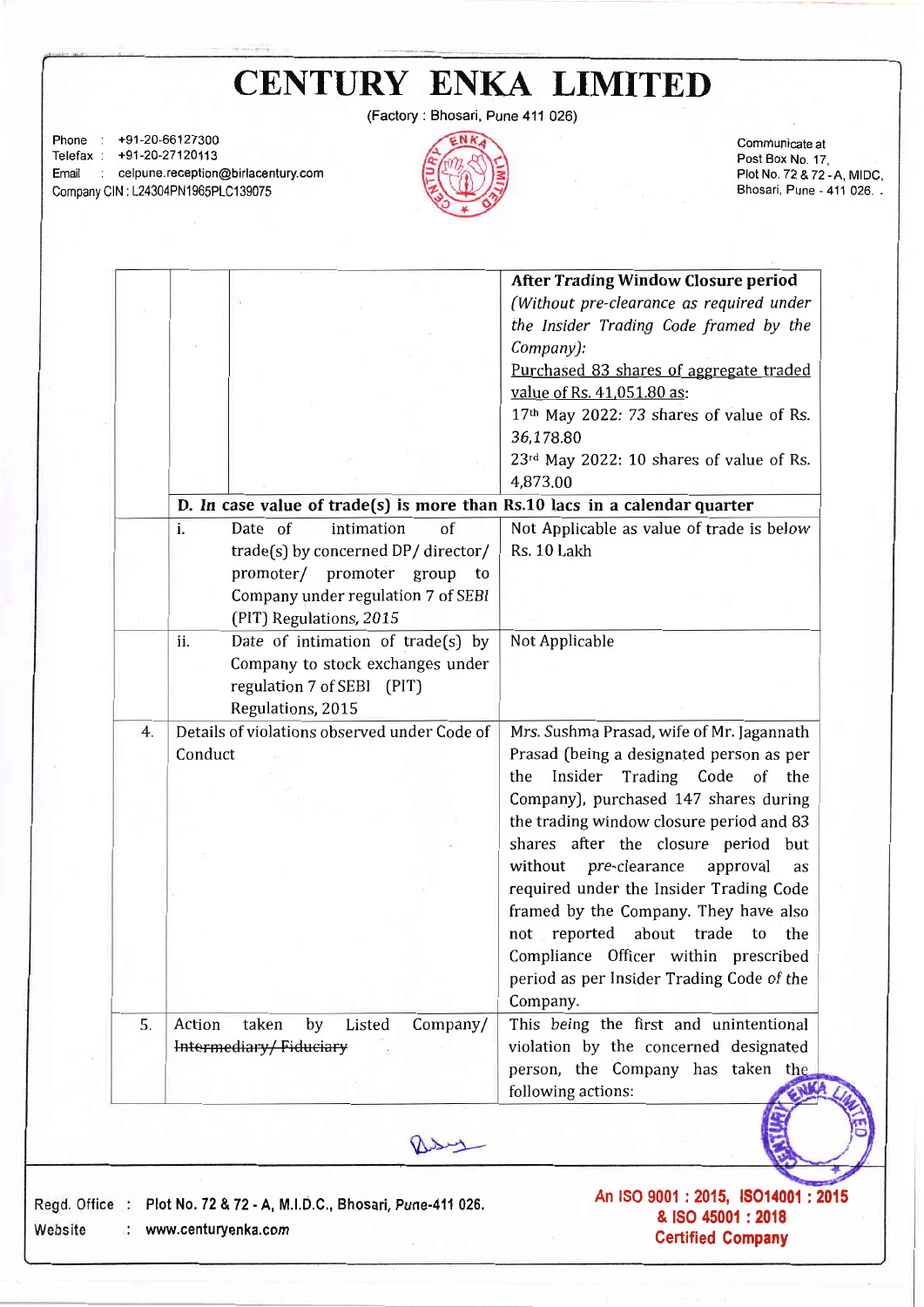# CENTURY ENKA LIMITED

(Factory : Bhosari, Pune 411 026)

Phone : +91-20-66127300
Telefax : +91-20-27120113
Email : celpune.reception@birlacentury.com
Company CIN : L24304PN1965PLC139075

Communicate at
Post Box No. 17,
Plot No. 72 & 72 - A, MIDC,
Bhosari, Pune - 411 026.

| | | | |
|---|---|---|---|
| | | | **After Trading Window Closure period** *(Without pre-clearance as required under the Insider Trading Code framed by the Company):* Purchased 83 shares of aggregate traded value of Rs. 41,051.80 as: 17th May 2022: 73 shares of value of Rs. 36,178.80 23rd May 2022: 10 shares of value of Rs. 4,873.00 |
| | **D. In case value of trade(s) is more than Rs.10 lacs in a calendar quarter** | | |
| | i. | Date of intimation of trade(s) by concerned DP/ director/ promoter/ promoter group to Company under regulation 7 of SEBI (PIT) Regulations, 2015 | Not Applicable as value of trade is below Rs. 10 Lakh |
| | ii. | Date of intimation of trade(s) by Company to stock exchanges under regulation 7 of SEBI (PIT) Regulations, 2015 | Not Applicable |
| 4. | Details of violations observed under Code of Conduct | | Mrs. Sushma Prasad, wife of Mr. Jagannath Prasad (being a designated person as per the Insider Trading Code of the Company), purchased 147 shares during the trading window closure period and 83 shares after the closure period but without pre-clearance approval as required under the Insider Trading Code framed by the Company. They have also not reported about trade to the Compliance Officer within prescribed period as per Insider Trading Code of the Company. |
| 5. | Action taken by Listed Company/ ~~Intermediary/ Fiduciary~~ | | This being the first and unintentional violation by the concerned designated person, the Company has taken the following actions: |

Regd. Office : Plot No. 72 & 72 - A, M.I.D.C., Bhosari, Pune-411 026.
Website : www.centuryenka.com

An ISO 9001 : 2015, ISO14001 : 2015 & ISO 45001 : 2018 Certified Company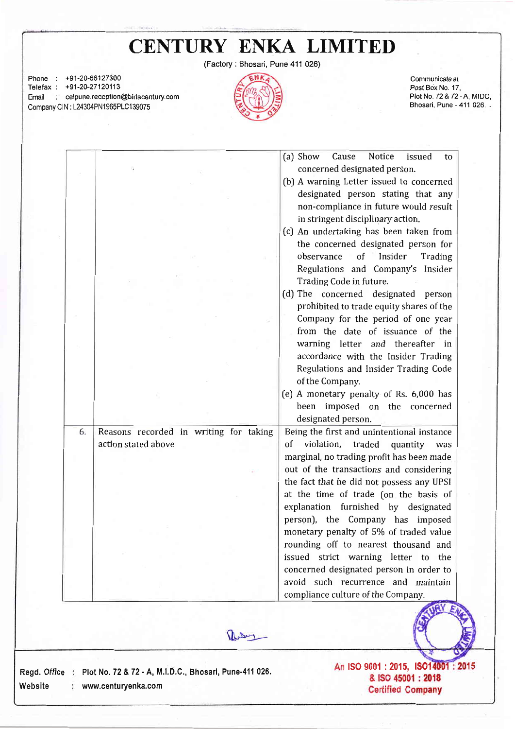# CENTURY ENKA LIMITED

(Factory : Bhosari, Pune 411 026)

Phone : +91-20-66127300
Telefax : +91-20-27120113
Email : celpune.reception@birlacentury.com
Company CIN : L24304PN1965PLC139075

Communicate at
Post Box No. 17,
Plot No. 72 & 72 - A, MIDC,
Bhosari, Pune - 411 026.

| | | |
|---|---|---|
| | | (a) Show Cause Notice issued to concerned designated person.<br>(b) A warning Letter issued to concerned designated person stating that any non-compliance in future would result in stringent disciplinary action.<br>(c) An undertaking has been taken from the concerned designated person for observance of Insider Trading Regulations and Company's Insider Trading Code in future.<br>(d) The concerned designated person prohibited to trade equity shares of the Company for the period of one year from the date of issuance of the warning letter and thereafter in accordance with the Insider Trading Regulations and Insider Trading Code of the Company.<br>(e) A monetary penalty of Rs. 6,000 has been imposed on the concerned designated person. |
| 6. | Reasons recorded in writing for taking action stated above | Being the first and unintentional instance of violation, traded quantity was marginal, no trading profit has been made out of the transactions and considering the fact that he did not possess any UPSI at the time of trade (on the basis of explanation furnished by designated person), the Company has imposed monetary penalty of 5% of traded value rounding off to nearest thousand and issued strict warning letter to the concerned designated person in order to avoid such recurrence and maintain compliance culture of the Company. |

Regd. Office : Plot No. 72 & 72 - A, M.I.D.C., Bhosari, Pune-411 026.
Website : www.centuryenka.com

An ISO 9001 : 2015, ISO14001 : 2015 & ISO 45001 : 2018 Certified Company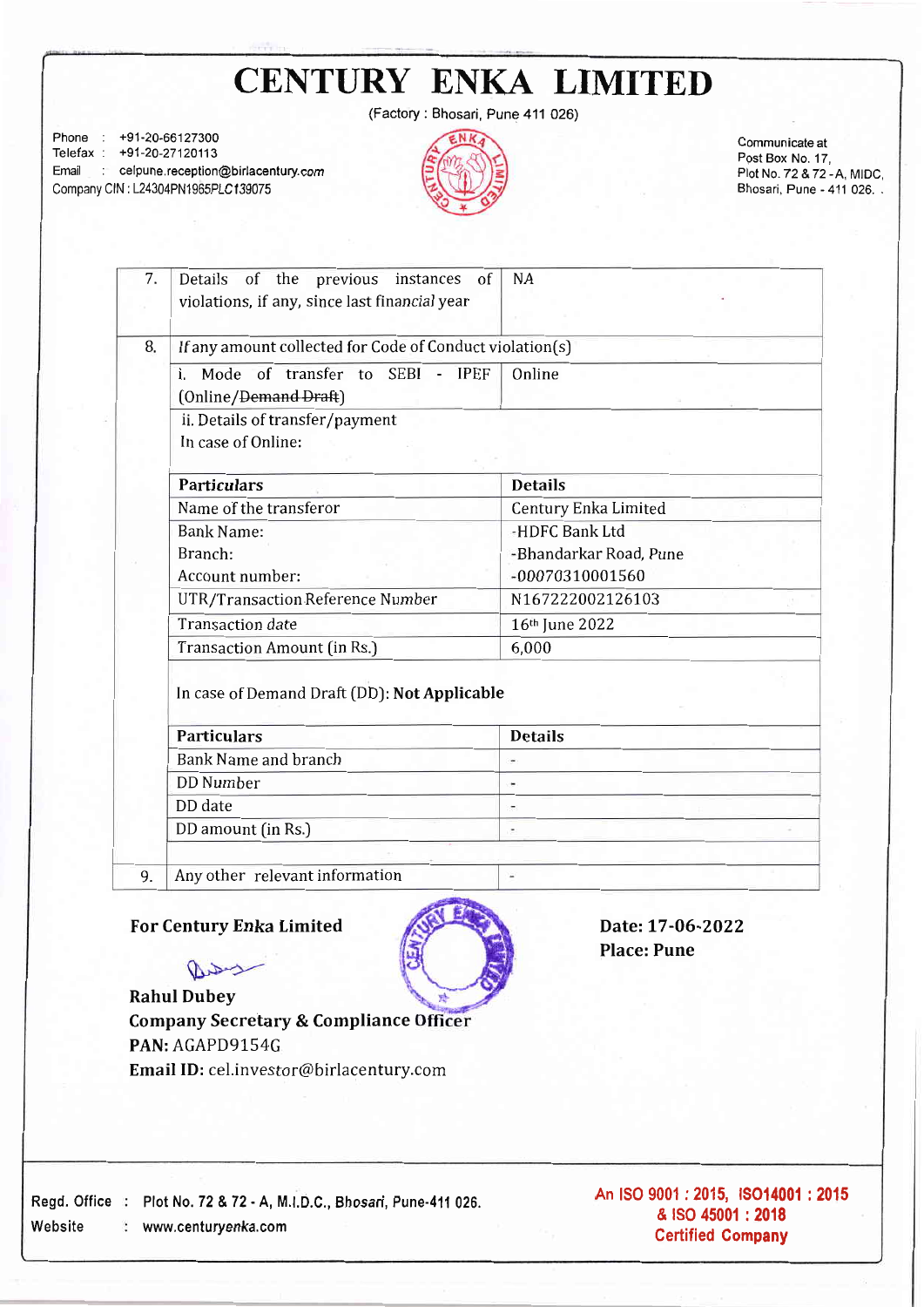# CENTURY ENKA LIMITED

(Factory : Bhosari, Pune 411 026)

Phone : +91-20-66127300
Telefax : +91-20-27120113
Email : celpune.reception@birlacentury.com
Company CIN : L24304PN1965PLC139075

Communicate at
Post Box No. 17,
Plot No. 72 & 72 - A, MIDC,
Bhosari, Pune - 411 026.

| | | |
|---|---|---|
| 7. | Details of the previous instances of violations, if any, since last financial year | NA |
| 8. | If any amount collected for Code of Conduct violation(s) | |
| | i. Mode of transfer to SEBI - IPEF (Online/~~Demand Draft~~) | Online |
| | ii. Details of transfer/payment In case of Online: | |

| Particulars | Details |
|---|---|
| Name of the transferor | Century Enka Limited |
| Bank Name:<br>Branch:<br>Account number: | -HDFC Bank Ltd<br>-Bhandarkar Road, Pune<br>-00070310001560 |
| UTR/Transaction Reference Number | N167222002126103 |
| Transaction date | 16th June 2022 |
| Transaction Amount (in Rs.) | 6,000 |

In case of Demand Draft (DD): **Not Applicable**

| Particulars | Details |
|---|---|
| Bank Name and branch | - |
| DD Number | - |
| DD date | - |
| DD amount (in Rs.) | - |

| | | |
|---|---|---|
| 9. | Any other relevant information | - |

**For Century Enka Limited**

**Rahul Dubey**
**Company Secretary & Compliance Officer**
**PAN:** AGAPD9154G
**Email ID:** cel.investor@birlacentury.com

**Date: 17-06-2022**
**Place: Pune**

Regd. Office : Plot No. 72 & 72 - A, M.I.D.C., Bhosari, Pune-411 026.
Website : www.centuryenka.com

An ISO 9001 : 2015, ISO14001 : 2015 & ISO 45001 : 2018 Certified Company